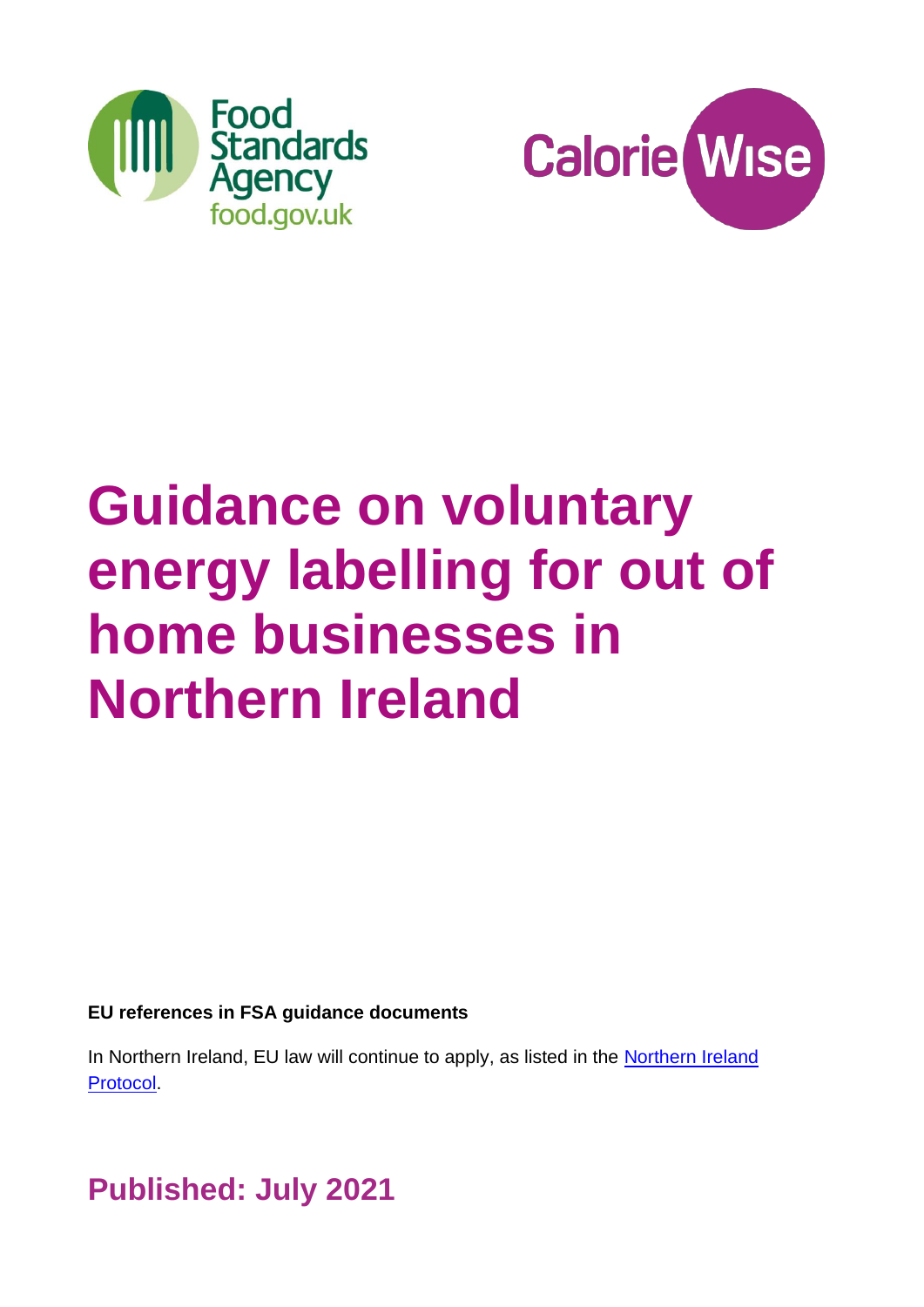Food Standards Agency
food.gov.uk

Calorie Wise

# Guidance on voluntary energy labelling for out of home businesses in Northern Ireland

**EU references in FSA guidance documents**

In Northern Ireland, EU law will continue to apply, as listed in the [Northern Ireland Protocol](Northern Ireland Protocol).

## Published: July 2021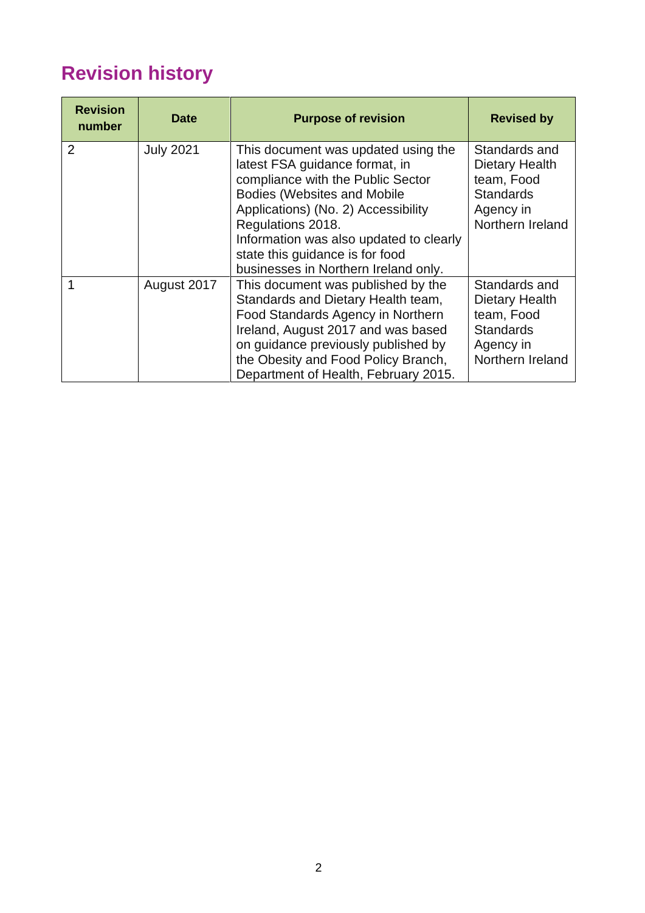# Revision history

| Revision number | Date | Purpose of revision | Revised by |
|---|---|---|---|
| 2 | July 2021 | This document was updated using the latest FSA guidance format, in compliance with the Public Sector Bodies (Websites and Mobile Applications) (No. 2) Accessibility Regulations 2018. Information was also updated to clearly state this guidance is for food businesses in Northern Ireland only. | Standards and Dietary Health team, Food Standards Agency in Northern Ireland |
| 1 | August 2017 | This document was published by the Standards and Dietary Health team, Food Standards Agency in Northern Ireland, August 2017 and was based on guidance previously published by the Obesity and Food Policy Branch, Department of Health, February 2015. | Standards and Dietary Health team, Food Standards Agency in Northern Ireland |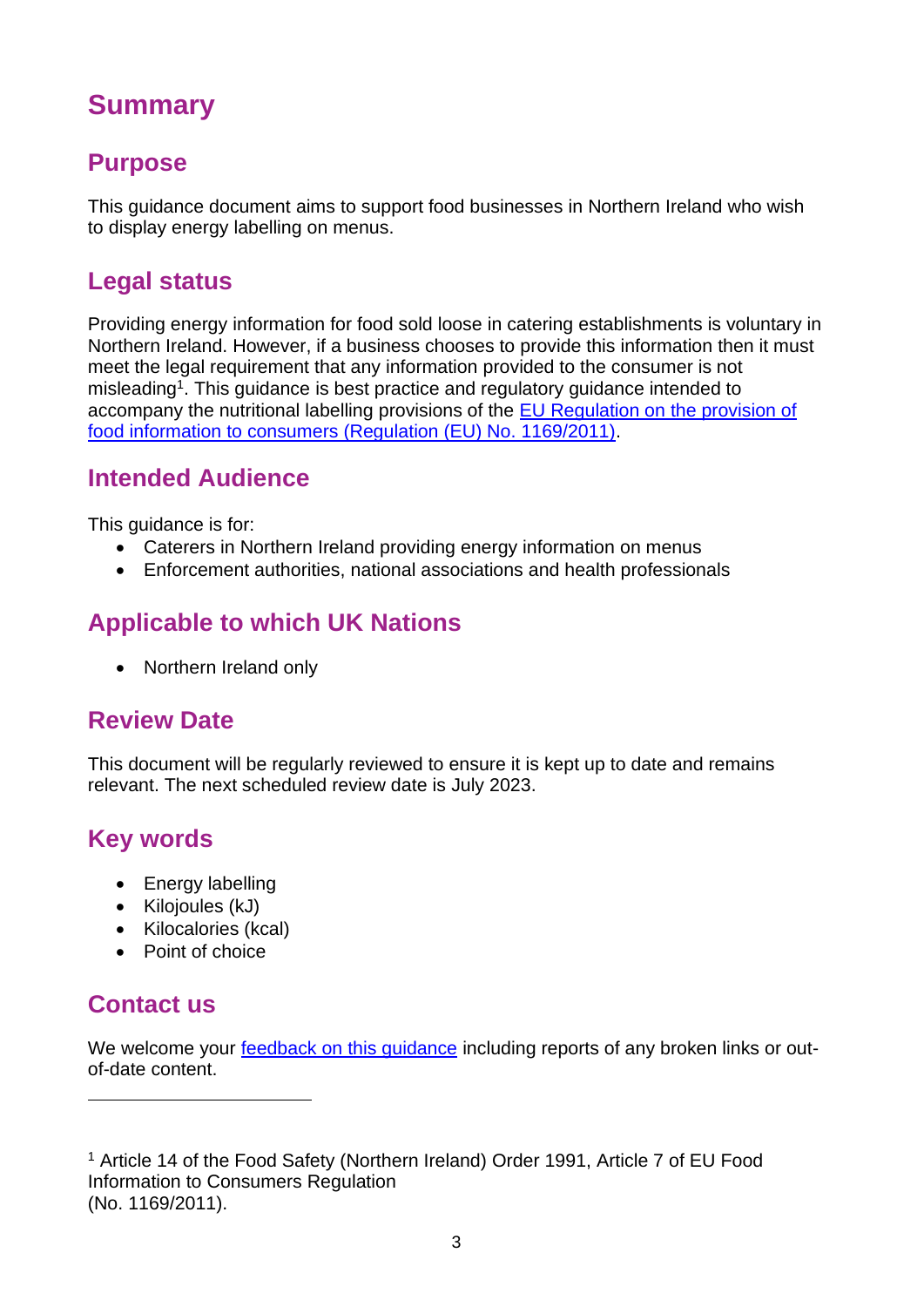# Summary

## Purpose

This guidance document aims to support food businesses in Northern Ireland who wish to display energy labelling on menus.

## Legal status

Providing energy information for food sold loose in catering establishments is voluntary in Northern Ireland. However, if a business chooses to provide this information then it must meet the legal requirement that any information provided to the consumer is not misleading[1]. This guidance is best practice and regulatory guidance intended to accompany the nutritional labelling provisions of the [EU Regulation on the provision of food information to consumers (Regulation (EU) No. 1169/2011)](#).

## Intended Audience

This guidance is for:

- Caterers in Northern Ireland providing energy information on menus
- Enforcement authorities, national associations and health professionals

## Applicable to which UK Nations

- Northern Ireland only

## Review Date

This document will be regularly reviewed to ensure it is kept up to date and remains relevant. The next scheduled review date is July 2023.

## Key words

- Energy labelling
- Kilojoules (kJ)
- Kilocalories (kcal)
- Point of choice

## Contact us

We welcome your [feedback on this guidance](#) including reports of any broken links or out-of-date content.

---

[1] Article 14 of the Food Safety (Northern Ireland) Order 1991, Article 7 of EU Food Information to Consumers Regulation (No. 1169/2011).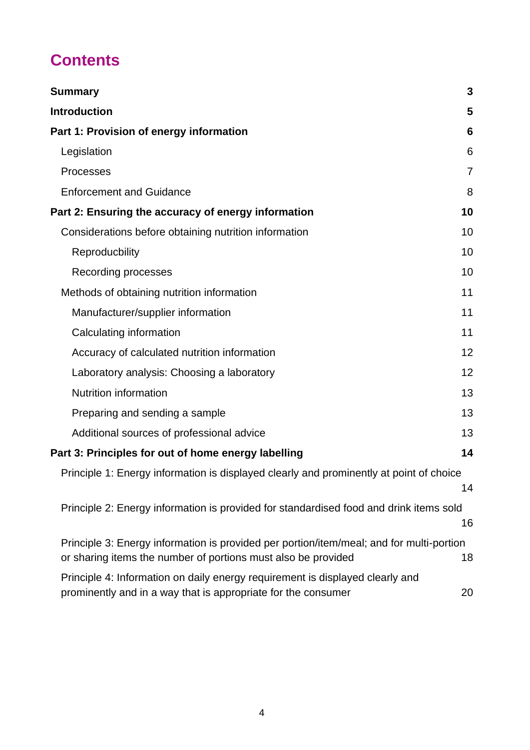# Contents

**Summary** 3

**Introduction** 5

**Part 1: Provision of energy information** 6

- Legislation 6
- Processes 7
- Enforcement and Guidance 8

**Part 2: Ensuring the accuracy of energy information** 10

- Considerations before obtaining nutrition information 10
  - Reproducbility 10
  - Recording processes 10
- Methods of obtaining nutrition information 11
  - Manufacturer/supplier information 11
  - Calculating information 11
  - Accuracy of calculated nutrition information 12
  - Laboratory analysis: Choosing a laboratory 12
  - Nutrition information 13
  - Preparing and sending a sample 13
  - Additional sources of professional advice 13

**Part 3: Principles for out of home energy labelling** 14

- Principle 1: Energy information is displayed clearly and prominently at point of choice 14
- Principle 2: Energy information is provided for standardised food and drink items sold 16
- Principle 3: Energy information is provided per portion/item/meal; and for multi-portion or sharing items the number of portions must also be provided 18
- Principle 4: Information on daily energy requirement is displayed clearly and prominently and in a way that is appropriate for the consumer 20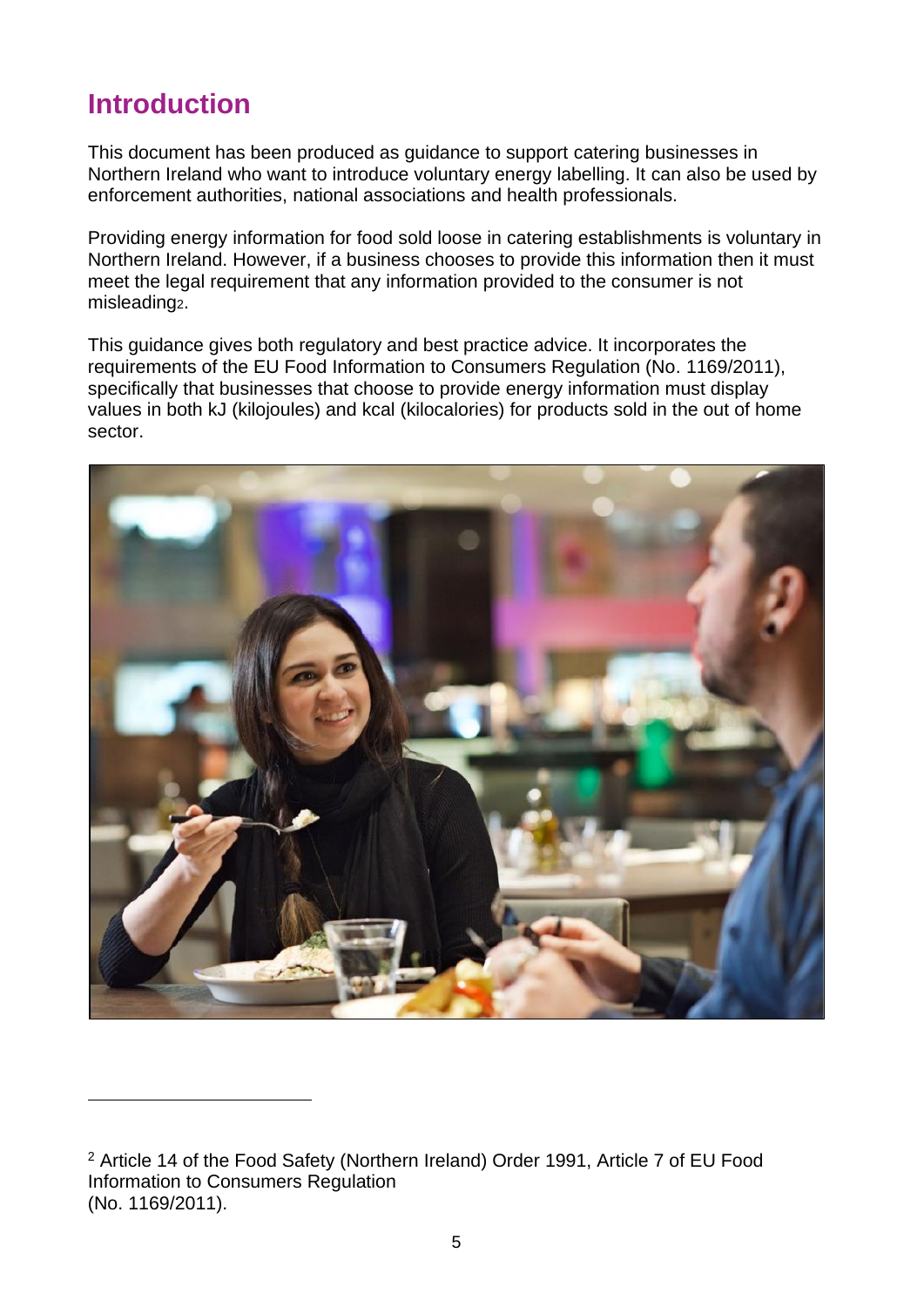# Introduction

This document has been produced as guidance to support catering businesses in Northern Ireland who want to introduce voluntary energy labelling. It can also be used by enforcement authorities, national associations and health professionals.

Providing energy information for food sold loose in catering establishments is voluntary in Northern Ireland. However, if a business chooses to provide this information then it must meet the legal requirement that any information provided to the consumer is not misleading[2].

This guidance gives both regulatory and best practice advice. It incorporates the requirements of the EU Food Information to Consumers Regulation (No. 1169/2011), specifically that businesses that choose to provide energy information must display values in both kJ (kilojoules) and kcal (kilocalories) for products sold in the out of home sector.

[2] Article 14 of the Food Safety (Northern Ireland) Order 1991, Article 7 of EU Food Information to Consumers Regulation (No. 1169/2011).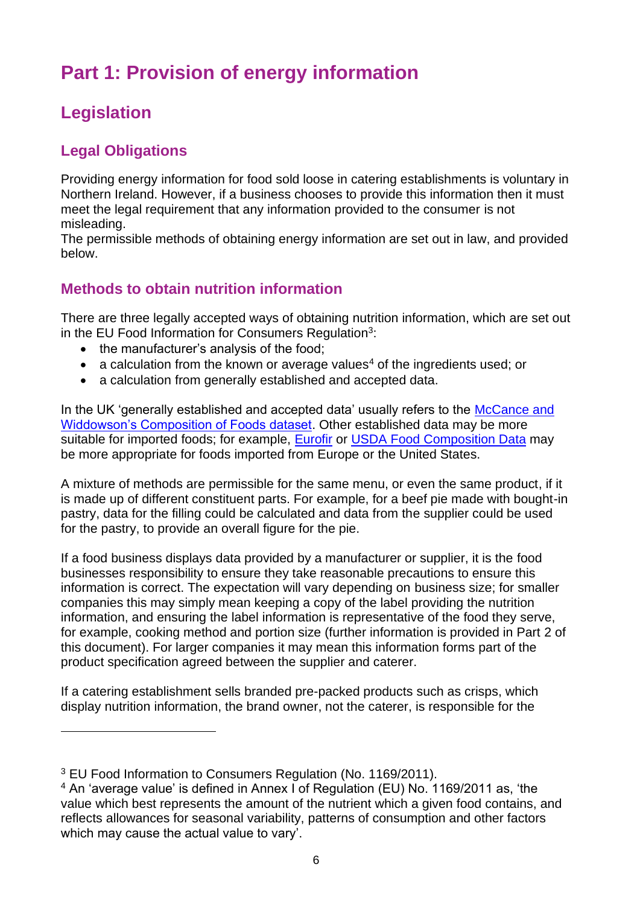# Part 1: Provision of energy information

## Legislation

### Legal Obligations

Providing energy information for food sold loose in catering establishments is voluntary in Northern Ireland. However, if a business chooses to provide this information then it must meet the legal requirement that any information provided to the consumer is not misleading.
The permissible methods of obtaining energy information are set out in law, and provided below.

### Methods to obtain nutrition information

There are three legally accepted ways of obtaining nutrition information, which are set out in the EU Food Information for Consumers Regulation[3]:

- the manufacturer's analysis of the food;
- a calculation from the known or average values[4] of the ingredients used; or
- a calculation from generally established and accepted data.

In the UK 'generally established and accepted data' usually refers to the McCance and Widdowson's Composition of Foods dataset. Other established data may be more suitable for imported foods; for example, Eurofir or USDA Food Composition Data may be more appropriate for foods imported from Europe or the United States.

A mixture of methods are permissible for the same menu, or even the same product, if it is made up of different constituent parts. For example, for a beef pie made with bought-in pastry, data for the filling could be calculated and data from the supplier could be used for the pastry, to provide an overall figure for the pie.

If a food business displays data provided by a manufacturer or supplier, it is the food businesses responsibility to ensure they take reasonable precautions to ensure this information is correct. The expectation will vary depending on business size; for smaller companies this may simply mean keeping a copy of the label providing the nutrition information, and ensuring the label information is representative of the food they serve, for example, cooking method and portion size (further information is provided in Part 2 of this document). For larger companies it may mean this information forms part of the product specification agreed between the supplier and caterer.

If a catering establishment sells branded pre-packed products such as crisps, which display nutrition information, the brand owner, not the caterer, is responsible for the

---

[3] EU Food Information to Consumers Regulation (No. 1169/2011).

[4] An 'average value' is defined in Annex I of Regulation (EU) No. 1169/2011 as, 'the value which best represents the amount of the nutrient which a given food contains, and reflects allowances for seasonal variability, patterns of consumption and other factors which may cause the actual value to vary'.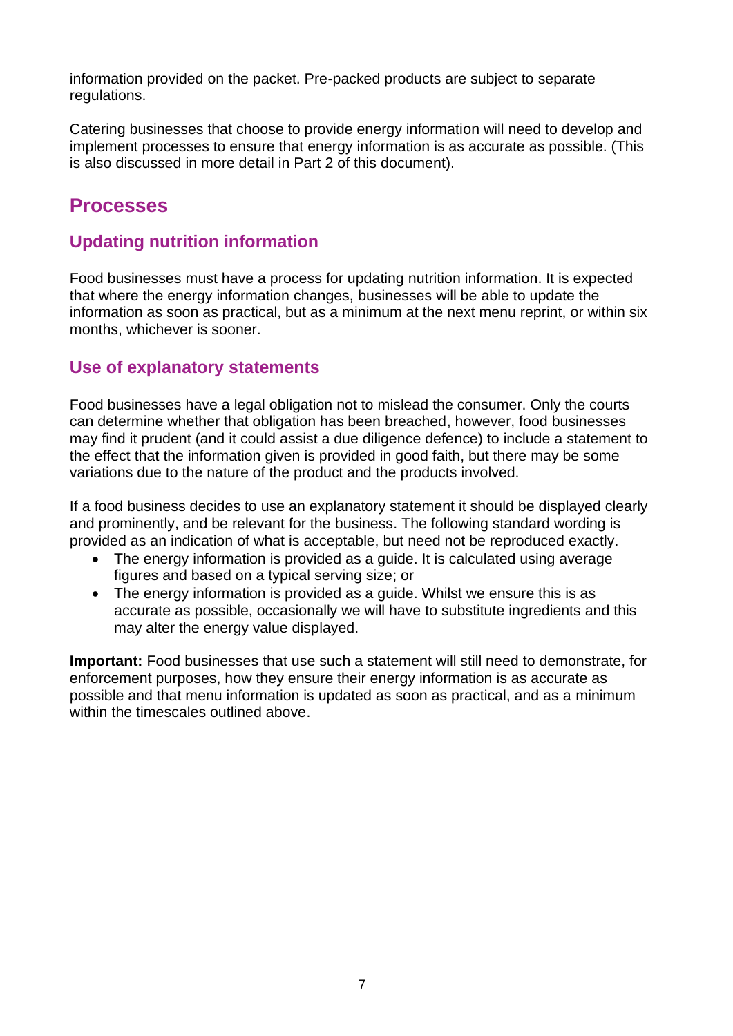information provided on the packet. Pre-packed products are subject to separate regulations.

Catering businesses that choose to provide energy information will need to develop and implement processes to ensure that energy information is as accurate as possible. (This is also discussed in more detail in Part 2 of this document).

## Processes

### Updating nutrition information

Food businesses must have a process for updating nutrition information. It is expected that where the energy information changes, businesses will be able to update the information as soon as practical, but as a minimum at the next menu reprint, or within six months, whichever is sooner.

### Use of explanatory statements

Food businesses have a legal obligation not to mislead the consumer. Only the courts can determine whether that obligation has been breached, however, food businesses may find it prudent (and it could assist a due diligence defence) to include a statement to the effect that the information given is provided in good faith, but there may be some variations due to the nature of the product and the products involved.

If a food business decides to use an explanatory statement it should be displayed clearly and prominently, and be relevant for the business. The following standard wording is provided as an indication of what is acceptable, but need not be reproduced exactly.

- The energy information is provided as a guide. It is calculated using average figures and based on a typical serving size; or
- The energy information is provided as a guide. Whilst we ensure this is as accurate as possible, occasionally we will have to substitute ingredients and this may alter the energy value displayed.

**Important:** Food businesses that use such a statement will still need to demonstrate, for enforcement purposes, how they ensure their energy information is as accurate as possible and that menu information is updated as soon as practical, and as a minimum within the timescales outlined above.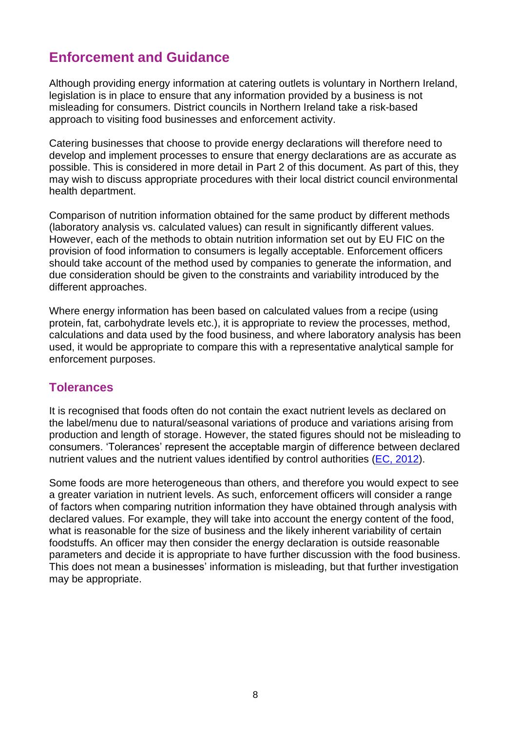## Enforcement and Guidance

Although providing energy information at catering outlets is voluntary in Northern Ireland, legislation is in place to ensure that any information provided by a business is not misleading for consumers. District councils in Northern Ireland take a risk-based approach to visiting food businesses and enforcement activity.

Catering businesses that choose to provide energy declarations will therefore need to develop and implement processes to ensure that energy declarations are as accurate as possible. This is considered in more detail in Part 2 of this document. As part of this, they may wish to discuss appropriate procedures with their local district council environmental health department.

Comparison of nutrition information obtained for the same product by different methods (laboratory analysis vs. calculated values) can result in significantly different values. However, each of the methods to obtain nutrition information set out by EU FIC on the provision of food information to consumers is legally acceptable. Enforcement officers should take account of the method used by companies to generate the information, and due consideration should be given to the constraints and variability introduced by the different approaches.

Where energy information has been based on calculated values from a recipe (using protein, fat, carbohydrate levels etc.), it is appropriate to review the processes, method, calculations and data used by the food business, and where laboratory analysis has been used, it would be appropriate to compare this with a representative analytical sample for enforcement purposes.

### Tolerances

It is recognised that foods often do not contain the exact nutrient levels as declared on the label/menu due to natural/seasonal variations of produce and variations arising from production and length of storage. However, the stated figures should not be misleading to consumers. 'Tolerances' represent the acceptable margin of difference between declared nutrient values and the nutrient values identified by control authorities (EC, 2012).

Some foods are more heterogeneous than others, and therefore you would expect to see a greater variation in nutrient levels. As such, enforcement officers will consider a range of factors when comparing nutrition information they have obtained through analysis with declared values. For example, they will take into account the energy content of the food, what is reasonable for the size of business and the likely inherent variability of certain foodstuffs. An officer may then consider the energy declaration is outside reasonable parameters and decide it is appropriate to have further discussion with the food business. This does not mean a businesses' information is misleading, but that further investigation may be appropriate.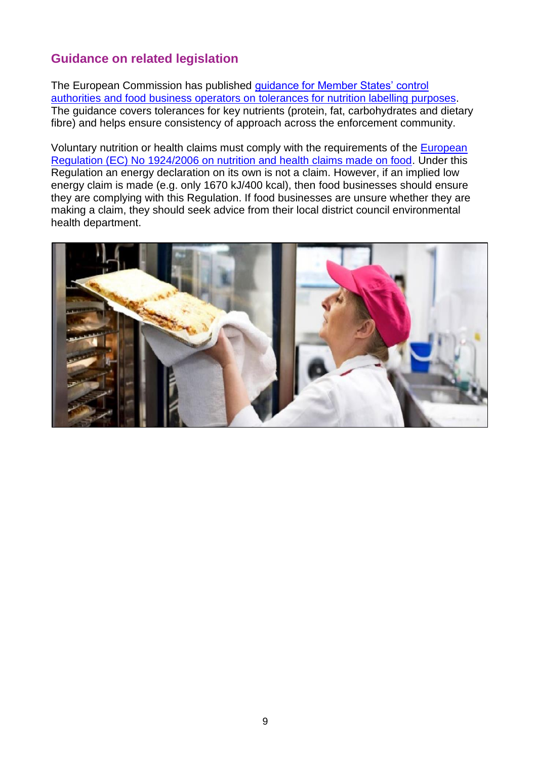## Guidance on related legislation

The European Commission has published guidance for Member States' control authorities and food business operators on tolerances for nutrition labelling purposes. The guidance covers tolerances for key nutrients (protein, fat, carbohydrates and dietary fibre) and helps ensure consistency of approach across the enforcement community.

Voluntary nutrition or health claims must comply with the requirements of the European Regulation (EC) No 1924/2006 on nutrition and health claims made on food. Under this Regulation an energy declaration on its own is not a claim. However, if an implied low energy claim is made (e.g. only 1670 kJ/400 kcal), then food businesses should ensure they are complying with this Regulation. If food businesses are unsure whether they are making a claim, they should seek advice from their local district council environmental health department.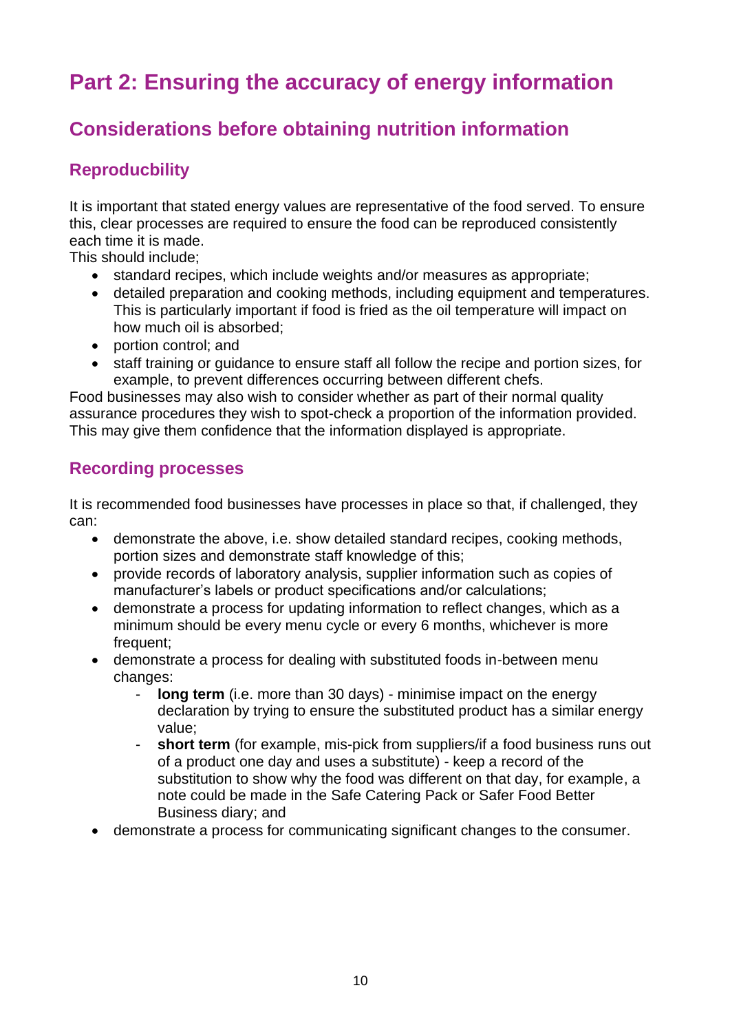# Part 2: Ensuring the accuracy of energy information

## Considerations before obtaining nutrition information

### Reproducbility

It is important that stated energy values are representative of the food served. To ensure this, clear processes are required to ensure the food can be reproduced consistently each time it is made.

This should include;

- standard recipes, which include weights and/or measures as appropriate;
- detailed preparation and cooking methods, including equipment and temperatures. This is particularly important if food is fried as the oil temperature will impact on how much oil is absorbed;
- portion control; and
- staff training or guidance to ensure staff all follow the recipe and portion sizes, for example, to prevent differences occurring between different chefs.

Food businesses may also wish to consider whether as part of their normal quality assurance procedures they wish to spot-check a proportion of the information provided. This may give them confidence that the information displayed is appropriate.

### Recording processes

It is recommended food businesses have processes in place so that, if challenged, they can:

- demonstrate the above, i.e. show detailed standard recipes, cooking methods, portion sizes and demonstrate staff knowledge of this;
- provide records of laboratory analysis, supplier information such as copies of manufacturer's labels or product specifications and/or calculations;
- demonstrate a process for updating information to reflect changes, which as a minimum should be every menu cycle or every 6 months, whichever is more frequent;
- demonstrate a process for dealing with substituted foods in-between menu changes:
  - **long term** (i.e. more than 30 days) - minimise impact on the energy declaration by trying to ensure the substituted product has a similar energy value;
  - **short term** (for example, mis-pick from suppliers/if a food business runs out of a product one day and uses a substitute) - keep a record of the substitution to show why the food was different on that day, for example, a note could be made in the Safe Catering Pack or Safer Food Better Business diary; and
- demonstrate a process for communicating significant changes to the consumer.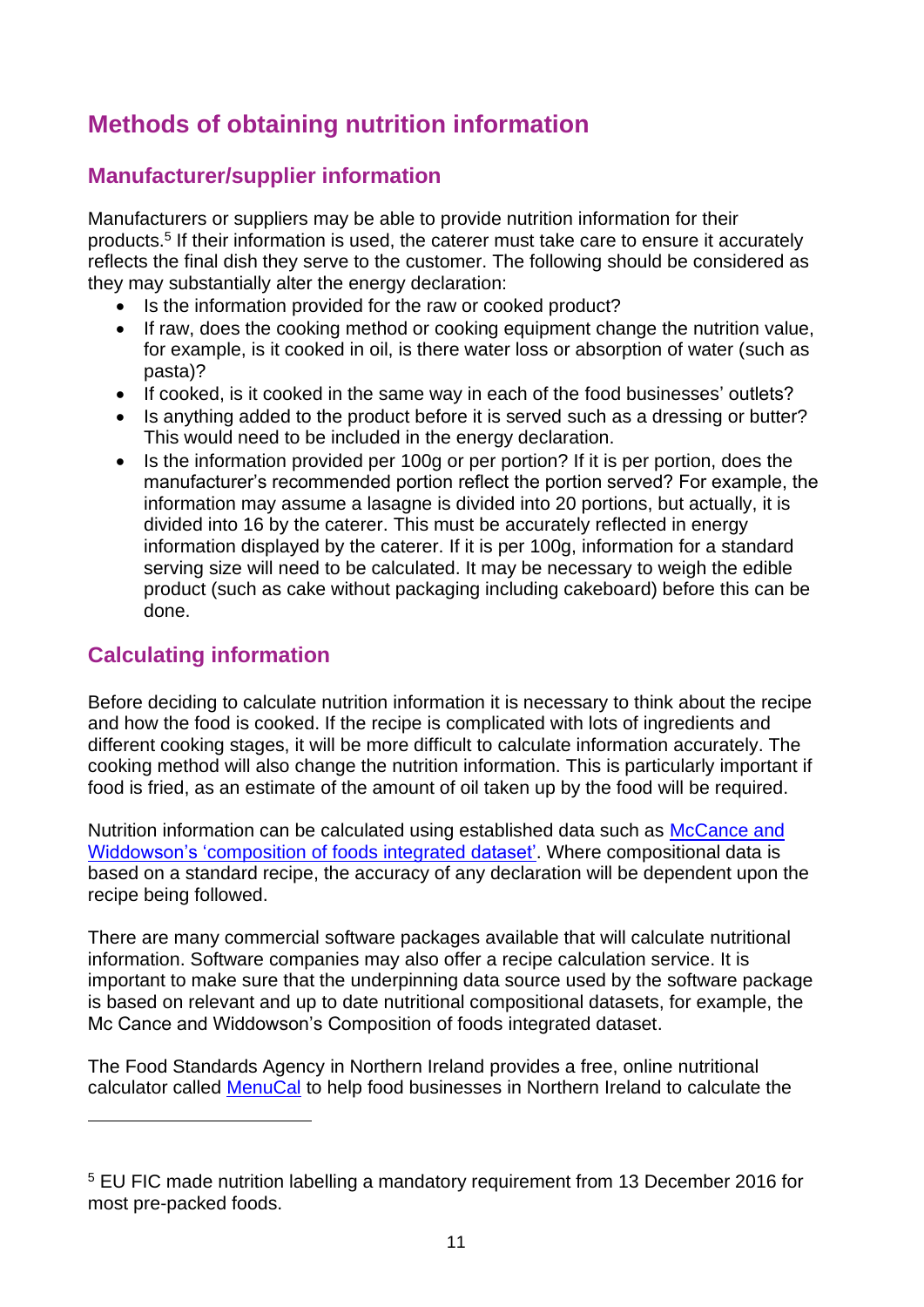## Methods of obtaining nutrition information

### Manufacturer/supplier information

Manufacturers or suppliers may be able to provide nutrition information for their products.[5] If their information is used, the caterer must take care to ensure it accurately reflects the final dish they serve to the customer. The following should be considered as they may substantially alter the energy declaration:

- Is the information provided for the raw or cooked product?
- If raw, does the cooking method or cooking equipment change the nutrition value, for example, is it cooked in oil, is there water loss or absorption of water (such as pasta)?
- If cooked, is it cooked in the same way in each of the food businesses' outlets?
- Is anything added to the product before it is served such as a dressing or butter? This would need to be included in the energy declaration.
- Is the information provided per 100g or per portion? If it is per portion, does the manufacturer's recommended portion reflect the portion served? For example, the information may assume a lasagne is divided into 20 portions, but actually, it is divided into 16 by the caterer. This must be accurately reflected in energy information displayed by the caterer. If it is per 100g, information for a standard serving size will need to be calculated. It may be necessary to weigh the edible product (such as cake without packaging including cakeboard) before this can be done.

### Calculating information

Before deciding to calculate nutrition information it is necessary to think about the recipe and how the food is cooked. If the recipe is complicated with lots of ingredients and different cooking stages, it will be more difficult to calculate information accurately. The cooking method will also change the nutrition information. This is particularly important if food is fried, as an estimate of the amount of oil taken up by the food will be required.

Nutrition information can be calculated using established data such as McCance and Widdowson's 'composition of foods integrated dataset'. Where compositional data is based on a standard recipe, the accuracy of any declaration will be dependent upon the recipe being followed.

There are many commercial software packages available that will calculate nutritional information. Software companies may also offer a recipe calculation service. It is important to make sure that the underpinning data source used by the software package is based on relevant and up to date nutritional compositional datasets, for example, the Mc Cance and Widdowson's Composition of foods integrated dataset.

The Food Standards Agency in Northern Ireland provides a free, online nutritional calculator called MenuCal to help food businesses in Northern Ireland to calculate the

[5] EU FIC made nutrition labelling a mandatory requirement from 13 December 2016 for most pre-packed foods.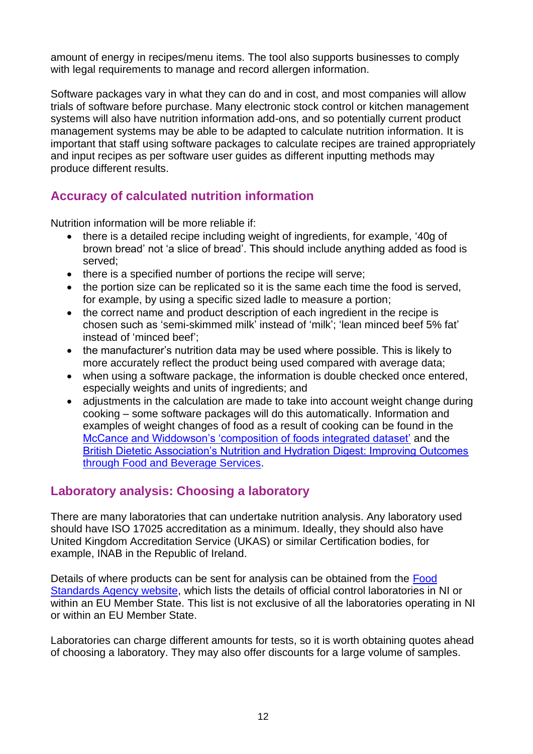amount of energy in recipes/menu items. The tool also supports businesses to comply with legal requirements to manage and record allergen information.

Software packages vary in what they can do and in cost, and most companies will allow trials of software before purchase. Many electronic stock control or kitchen management systems will also have nutrition information add-ons, and so potentially current product management systems may be able to be adapted to calculate nutrition information. It is important that staff using software packages to calculate recipes are trained appropriately and input recipes as per software user guides as different inputting methods may produce different results.

## Accuracy of calculated nutrition information

Nutrition information will be more reliable if:

- there is a detailed recipe including weight of ingredients, for example, '40g of brown bread' not 'a slice of bread'. This should include anything added as food is served;
- there is a specified number of portions the recipe will serve;
- the portion size can be replicated so it is the same each time the food is served, for example, by using a specific sized ladle to measure a portion;
- the correct name and product description of each ingredient in the recipe is chosen such as 'semi-skimmed milk' instead of 'milk'; 'lean minced beef 5% fat' instead of 'minced beef';
- the manufacturer's nutrition data may be used where possible. This is likely to more accurately reflect the product being used compared with average data;
- when using a software package, the information is double checked once entered, especially weights and units of ingredients; and
- adjustments in the calculation are made to take into account weight change during cooking – some software packages will do this automatically. Information and examples of weight changes of food as a result of cooking can be found in the McCance and Widdowson's 'composition of foods integrated dataset' and the British Dietetic Association's Nutrition and Hydration Digest: Improving Outcomes through Food and Beverage Services.

## Laboratory analysis: Choosing a laboratory

There are many laboratories that can undertake nutrition analysis. Any laboratory used should have ISO 17025 accreditation as a minimum. Ideally, they should also have United Kingdom Accreditation Service (UKAS) or similar Certification bodies, for example, INAB in the Republic of Ireland.

Details of where products can be sent for analysis can be obtained from the Food Standards Agency website, which lists the details of official control laboratories in NI or within an EU Member State. This list is not exclusive of all the laboratories operating in NI or within an EU Member State.

Laboratories can charge different amounts for tests, so it is worth obtaining quotes ahead of choosing a laboratory. They may also offer discounts for a large volume of samples.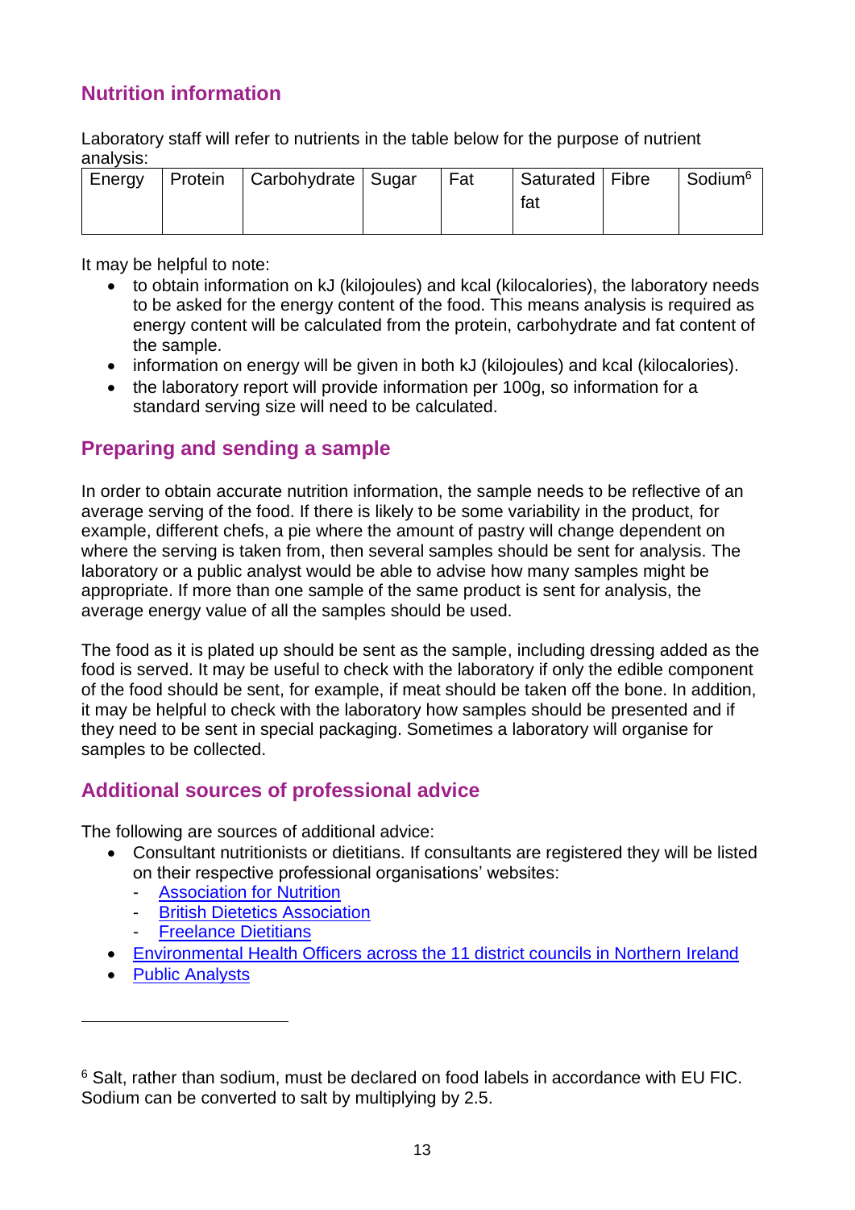## Nutrition information

Laboratory staff will refer to nutrients in the table below for the purpose of nutrient analysis:

| Energy | Protein | Carbohydrate | Sugar | Fat | Saturated fat | Fibre | Sodium[6] |
|---|---|---|---|---|---|---|---|

It may be helpful to note:

- to obtain information on kJ (kilojoules) and kcal (kilocalories), the laboratory needs to be asked for the energy content of the food. This means analysis is required as energy content will be calculated from the protein, carbohydrate and fat content of the sample.
- information on energy will be given in both kJ (kilojoules) and kcal (kilocalories).
- the laboratory report will provide information per 100g, so information for a standard serving size will need to be calculated.

## Preparing and sending a sample

In order to obtain accurate nutrition information, the sample needs to be reflective of an average serving of the food. If there is likely to be some variability in the product, for example, different chefs, a pie where the amount of pastry will change dependent on where the serving is taken from, then several samples should be sent for analysis. The laboratory or a public analyst would be able to advise how many samples might be appropriate. If more than one sample of the same product is sent for analysis, the average energy value of all the samples should be used.

The food as it is plated up should be sent as the sample, including dressing added as the food is served. It may be useful to check with the laboratory if only the edible component of the food should be sent, for example, if meat should be taken off the bone. In addition, it may be helpful to check with the laboratory how samples should be presented and if they need to be sent in special packaging. Sometimes a laboratory will organise for samples to be collected.

## Additional sources of professional advice

The following are sources of additional advice:

- Consultant nutritionists or dietitians. If consultants are registered they will be listed on their respective professional organisations' websites:
  - Association for Nutrition
  - British Dietetics Association
  - Freelance Dietitians
- Environmental Health Officers across the 11 district councils in Northern Ireland
- Public Analysts

[6] Salt, rather than sodium, must be declared on food labels in accordance with EU FIC. Sodium can be converted to salt by multiplying by 2.5.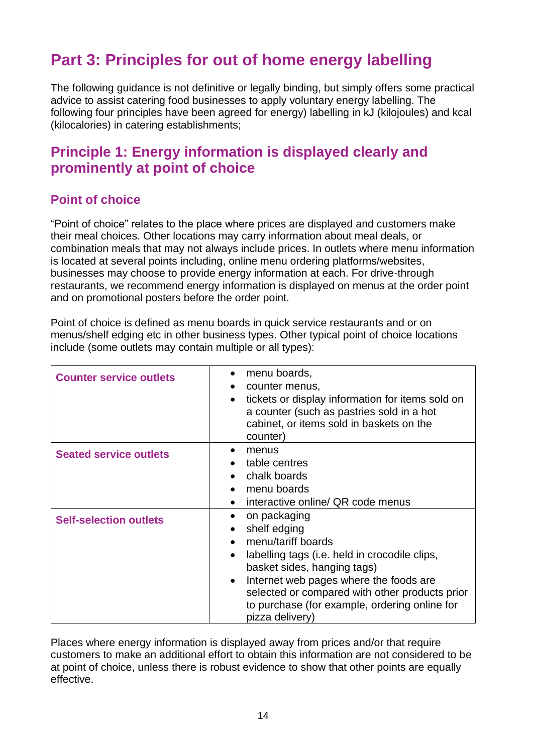# Part 3: Principles for out of home energy labelling

The following guidance is not definitive or legally binding, but simply offers some practical advice to assist catering food businesses to apply voluntary energy labelling. The following four principles have been agreed for energy) labelling in kJ (kilojoules) and kcal (kilocalories) in catering establishments;

## Principle 1: Energy information is displayed clearly and prominently at point of choice

### Point of choice

"Point of choice" relates to the place where prices are displayed and customers make their meal choices. Other locations may carry information about meal deals, or combination meals that may not always include prices. In outlets where menu information is located at several points including, online menu ordering platforms/websites, businesses may choose to provide energy information at each. For drive-through restaurants, we recommend energy information is displayed on menus at the order point and on promotional posters before the order point.

Point of choice is defined as menu boards in quick service restaurants and or on menus/shelf edging etc in other business types. Other typical point of choice locations include (some outlets may contain multiple or all types):

| | |
|---|---|
| **Counter service outlets** | • menu boards,<br>• counter menus,<br>• tickets or display information for items sold on a counter (such as pastries sold in a hot cabinet, or items sold in baskets on the counter) |
| **Seated service outlets** | • menus<br>• table centres<br>• chalk boards<br>• menu boards<br>• interactive online/ QR code menus |
| **Self-selection outlets** | • on packaging<br>• shelf edging<br>• menu/tariff boards<br>• labelling tags (i.e. held in crocodile clips, basket sides, hanging tags)<br>• Internet web pages where the foods are selected or compared with other products prior to purchase (for example, ordering online for pizza delivery) |

Places where energy information is displayed away from prices and/or that require customers to make an additional effort to obtain this information are not considered to be at point of choice, unless there is robust evidence to show that other points are equally effective.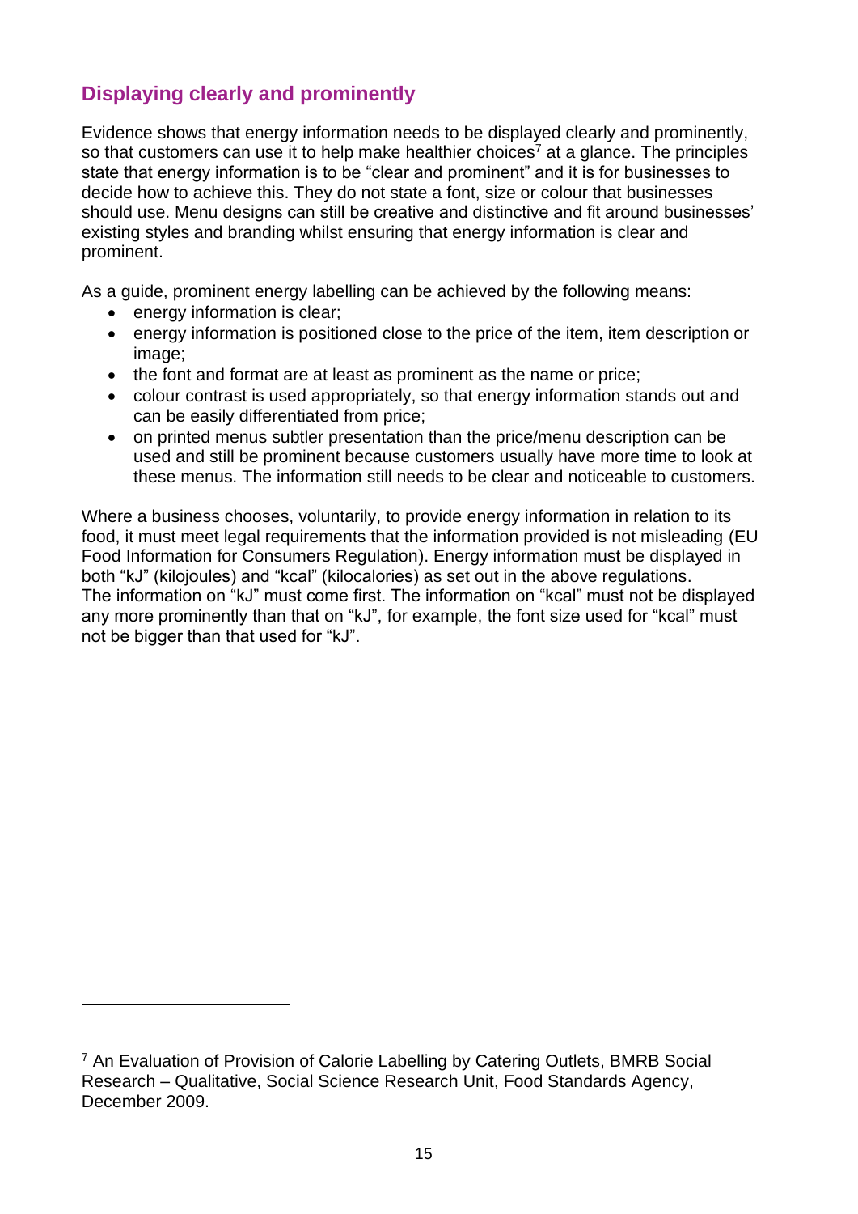## Displaying clearly and prominently

Evidence shows that energy information needs to be displayed clearly and prominently, so that customers can use it to help make healthier choices[7] at a glance. The principles state that energy information is to be "clear and prominent" and it is for businesses to decide how to achieve this. They do not state a font, size or colour that businesses should use. Menu designs can still be creative and distinctive and fit around businesses' existing styles and branding whilst ensuring that energy information is clear and prominent.

As a guide, prominent energy labelling can be achieved by the following means:

- energy information is clear;
- energy information is positioned close to the price of the item, item description or image;
- the font and format are at least as prominent as the name or price;
- colour contrast is used appropriately, so that energy information stands out and can be easily differentiated from price;
- on printed menus subtler presentation than the price/menu description can be used and still be prominent because customers usually have more time to look at these menus. The information still needs to be clear and noticeable to customers.

Where a business chooses, voluntarily, to provide energy information in relation to its food, it must meet legal requirements that the information provided is not misleading (EU Food Information for Consumers Regulation). Energy information must be displayed in both "kJ" (kilojoules) and "kcal" (kilocalories) as set out in the above regulations. The information on "kJ" must come first. The information on "kcal" must not be displayed any more prominently than that on "kJ", for example, the font size used for "kcal" must not be bigger than that used for "kJ".

---

[7] An Evaluation of Provision of Calorie Labelling by Catering Outlets, BMRB Social Research – Qualitative, Social Science Research Unit, Food Standards Agency, December 2009.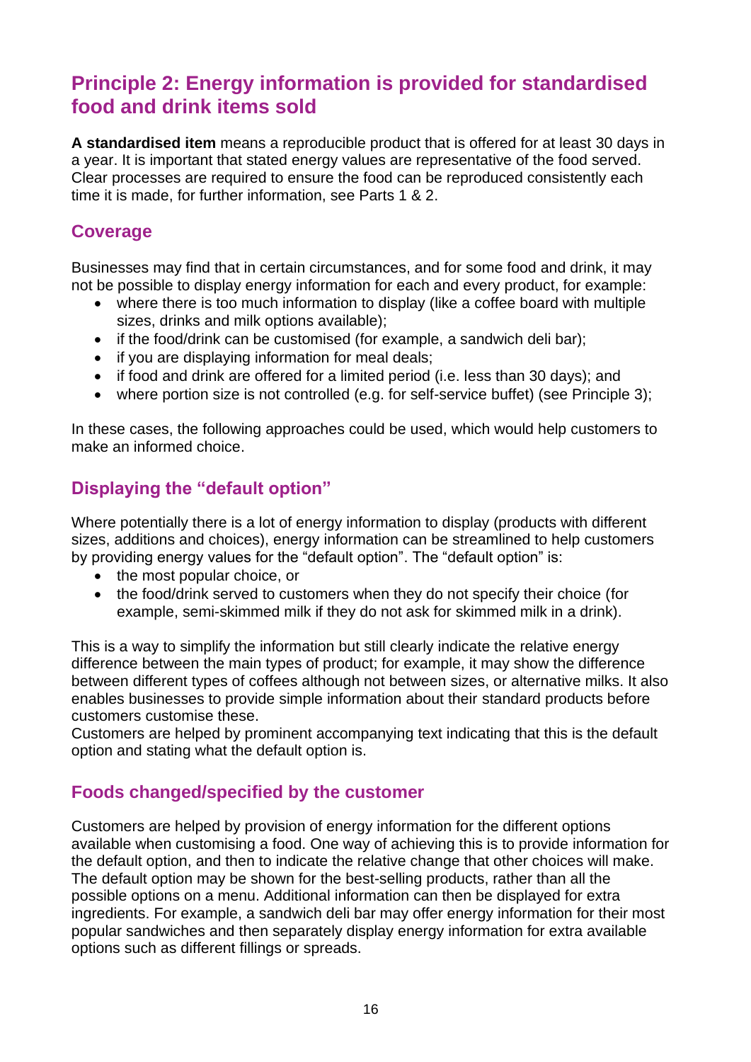## Principle 2: Energy information is provided for standardised food and drink items sold

**A standardised item** means a reproducible product that is offered for at least 30 days in a year. It is important that stated energy values are representative of the food served. Clear processes are required to ensure the food can be reproduced consistently each time it is made, for further information, see Parts 1 & 2.

### Coverage

Businesses may find that in certain circumstances, and for some food and drink, it may not be possible to display energy information for each and every product, for example:

- where there is too much information to display (like a coffee board with multiple sizes, drinks and milk options available);
- if the food/drink can be customised (for example, a sandwich deli bar);
- if you are displaying information for meal deals;
- if food and drink are offered for a limited period (i.e. less than 30 days); and
- where portion size is not controlled (e.g. for self-service buffet) (see Principle 3);

In these cases, the following approaches could be used, which would help customers to make an informed choice.

### Displaying the "default option"

Where potentially there is a lot of energy information to display (products with different sizes, additions and choices), energy information can be streamlined to help customers by providing energy values for the "default option". The "default option" is:

- the most popular choice, or
- the food/drink served to customers when they do not specify their choice (for example, semi-skimmed milk if they do not ask for skimmed milk in a drink).

This is a way to simplify the information but still clearly indicate the relative energy difference between the main types of product; for example, it may show the difference between different types of coffees although not between sizes, or alternative milks. It also enables businesses to provide simple information about their standard products before customers customise these.

Customers are helped by prominent accompanying text indicating that this is the default option and stating what the default option is.

### Foods changed/specified by the customer

Customers are helped by provision of energy information for the different options available when customising a food. One way of achieving this is to provide information for the default option, and then to indicate the relative change that other choices will make. The default option may be shown for the best-selling products, rather than all the possible options on a menu. Additional information can then be displayed for extra ingredients. For example, a sandwich deli bar may offer energy information for their most popular sandwiches and then separately display energy information for extra available options such as different fillings or spreads.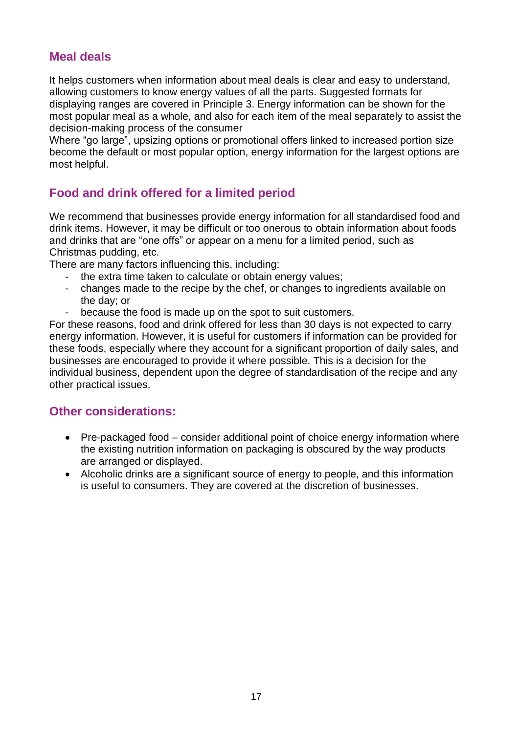## Meal deals

It helps customers when information about meal deals is clear and easy to understand, allowing customers to know energy values of all the parts. Suggested formats for displaying ranges are covered in Principle 3. Energy information can be shown for the most popular meal as a whole, and also for each item of the meal separately to assist the decision-making process of the consumer

Where "go large", upsizing options or promotional offers linked to increased portion size become the default or most popular option, energy information for the largest options are most helpful.

## Food and drink offered for a limited period

We recommend that businesses provide energy information for all standardised food and drink items. However, it may be difficult or too onerous to obtain information about foods and drinks that are "one offs" or appear on a menu for a limited period, such as Christmas pudding, etc.

There are many factors influencing this, including:

- the extra time taken to calculate or obtain energy values;
- changes made to the recipe by the chef, or changes to ingredients available on the day; or
- because the food is made up on the spot to suit customers.

For these reasons, food and drink offered for less than 30 days is not expected to carry energy information. However, it is useful for customers if information can be provided for these foods, especially where they account for a significant proportion of daily sales, and businesses are encouraged to provide it where possible. This is a decision for the individual business, dependent upon the degree of standardisation of the recipe and any other practical issues.

## Other considerations:

- Pre-packaged food – consider additional point of choice energy information where the existing nutrition information on packaging is obscured by the way products are arranged or displayed.
- Alcoholic drinks are a significant source of energy to people, and this information is useful to consumers. They are covered at the discretion of businesses.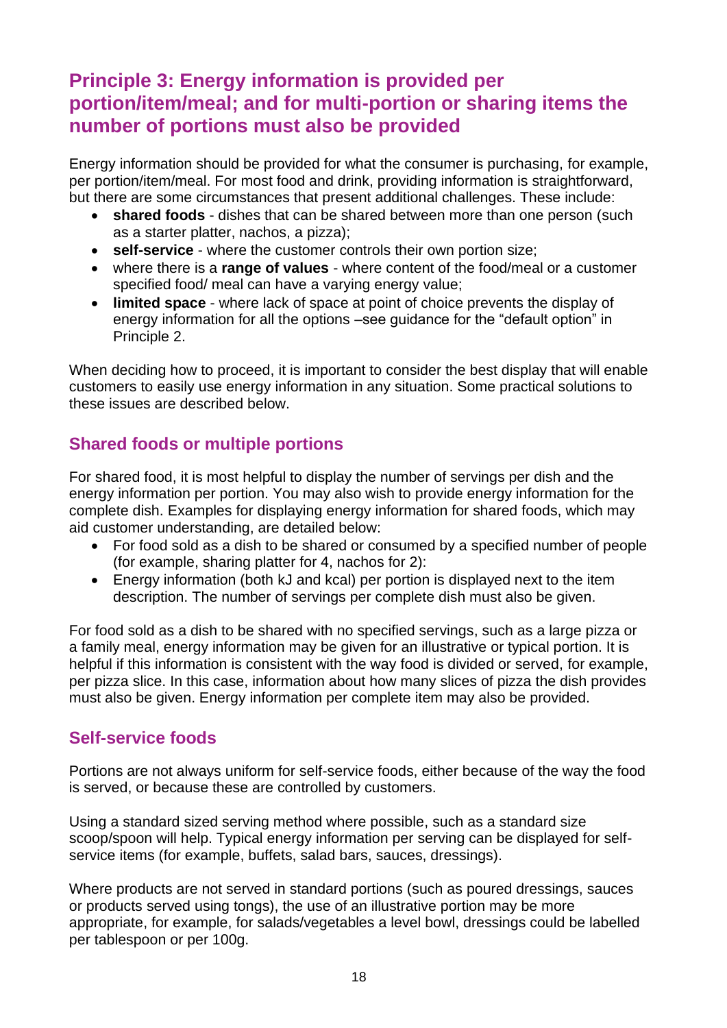## Principle 3: Energy information is provided per portion/item/meal; and for multi-portion or sharing items the number of portions must also be provided

Energy information should be provided for what the consumer is purchasing, for example, per portion/item/meal. For most food and drink, providing information is straightforward, but there are some circumstances that present additional challenges. These include:

- **shared foods** - dishes that can be shared between more than one person (such as a starter platter, nachos, a pizza);
- **self-service** - where the customer controls their own portion size;
- where there is a **range of values** - where content of the food/meal or a customer specified food/ meal can have a varying energy value;
- **limited space** - where lack of space at point of choice prevents the display of energy information for all the options –see guidance for the "default option" in Principle 2.

When deciding how to proceed, it is important to consider the best display that will enable customers to easily use energy information in any situation. Some practical solutions to these issues are described below.

### Shared foods or multiple portions

For shared food, it is most helpful to display the number of servings per dish and the energy information per portion. You may also wish to provide energy information for the complete dish. Examples for displaying energy information for shared foods, which may aid customer understanding, are detailed below:

- For food sold as a dish to be shared or consumed by a specified number of people (for example, sharing platter for 4, nachos for 2):
- Energy information (both kJ and kcal) per portion is displayed next to the item description. The number of servings per complete dish must also be given.

For food sold as a dish to be shared with no specified servings, such as a large pizza or a family meal, energy information may be given for an illustrative or typical portion. It is helpful if this information is consistent with the way food is divided or served, for example, per pizza slice. In this case, information about how many slices of pizza the dish provides must also be given. Energy information per complete item may also be provided.

### Self-service foods

Portions are not always uniform for self-service foods, either because of the way the food is served, or because these are controlled by customers.

Using a standard sized serving method where possible, such as a standard size scoop/spoon will help. Typical energy information per serving can be displayed for self-service items (for example, buffets, salad bars, sauces, dressings).

Where products are not served in standard portions (such as poured dressings, sauces or products served using tongs), the use of an illustrative portion may be more appropriate, for example, for salads/vegetables a level bowl, dressings could be labelled per tablespoon or per 100g.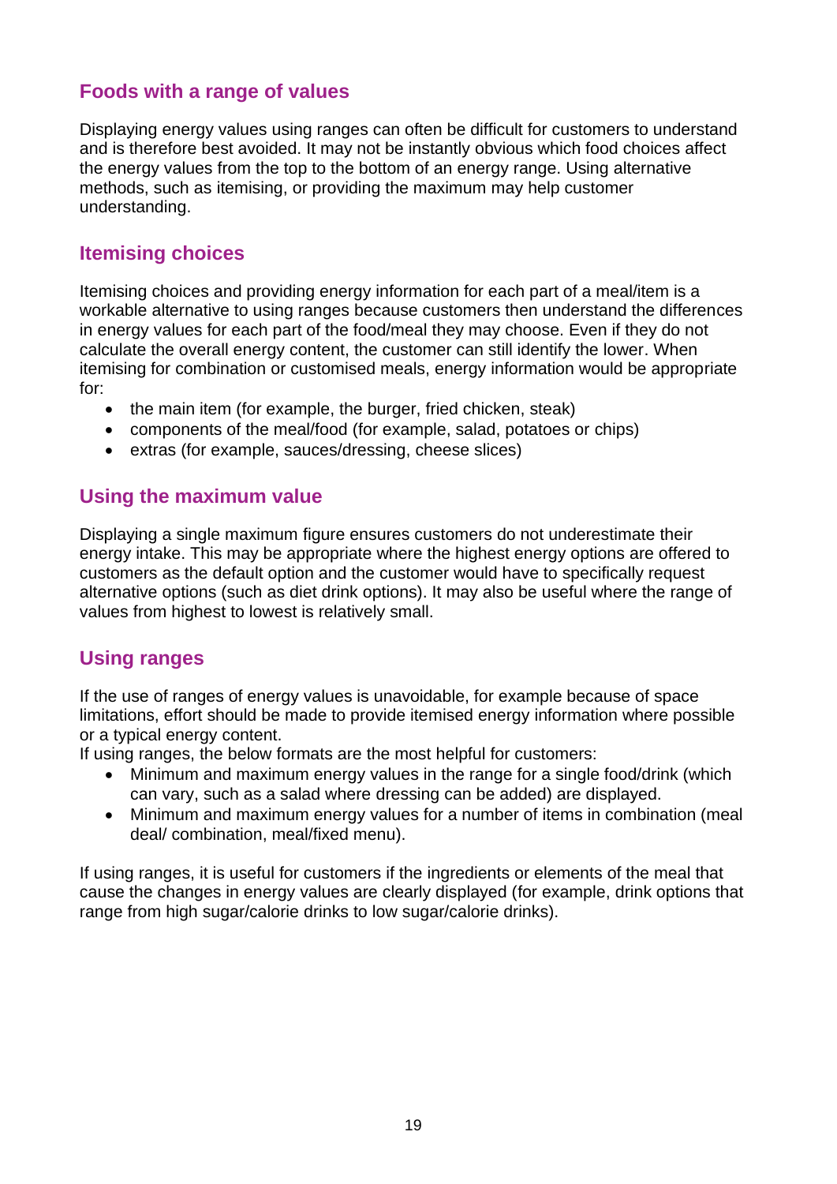## Foods with a range of values

Displaying energy values using ranges can often be difficult for customers to understand and is therefore best avoided. It may not be instantly obvious which food choices affect the energy values from the top to the bottom of an energy range. Using alternative methods, such as itemising, or providing the maximum may help customer understanding.

## Itemising choices

Itemising choices and providing energy information for each part of a meal/item is a workable alternative to using ranges because customers then understand the differences in energy values for each part of the food/meal they may choose. Even if they do not calculate the overall energy content, the customer can still identify the lower. When itemising for combination or customised meals, energy information would be appropriate for:

- the main item (for example, the burger, fried chicken, steak)
- components of the meal/food (for example, salad, potatoes or chips)
- extras (for example, sauces/dressing, cheese slices)

## Using the maximum value

Displaying a single maximum figure ensures customers do not underestimate their energy intake. This may be appropriate where the highest energy options are offered to customers as the default option and the customer would have to specifically request alternative options (such as diet drink options). It may also be useful where the range of values from highest to lowest is relatively small.

## Using ranges

If the use of ranges of energy values is unavoidable, for example because of space limitations, effort should be made to provide itemised energy information where possible or a typical energy content.

If using ranges, the below formats are the most helpful for customers:

- Minimum and maximum energy values in the range for a single food/drink (which can vary, such as a salad where dressing can be added) are displayed.
- Minimum and maximum energy values for a number of items in combination (meal deal/ combination, meal/fixed menu).

If using ranges, it is useful for customers if the ingredients or elements of the meal that cause the changes in energy values are clearly displayed (for example, drink options that range from high sugar/calorie drinks to low sugar/calorie drinks).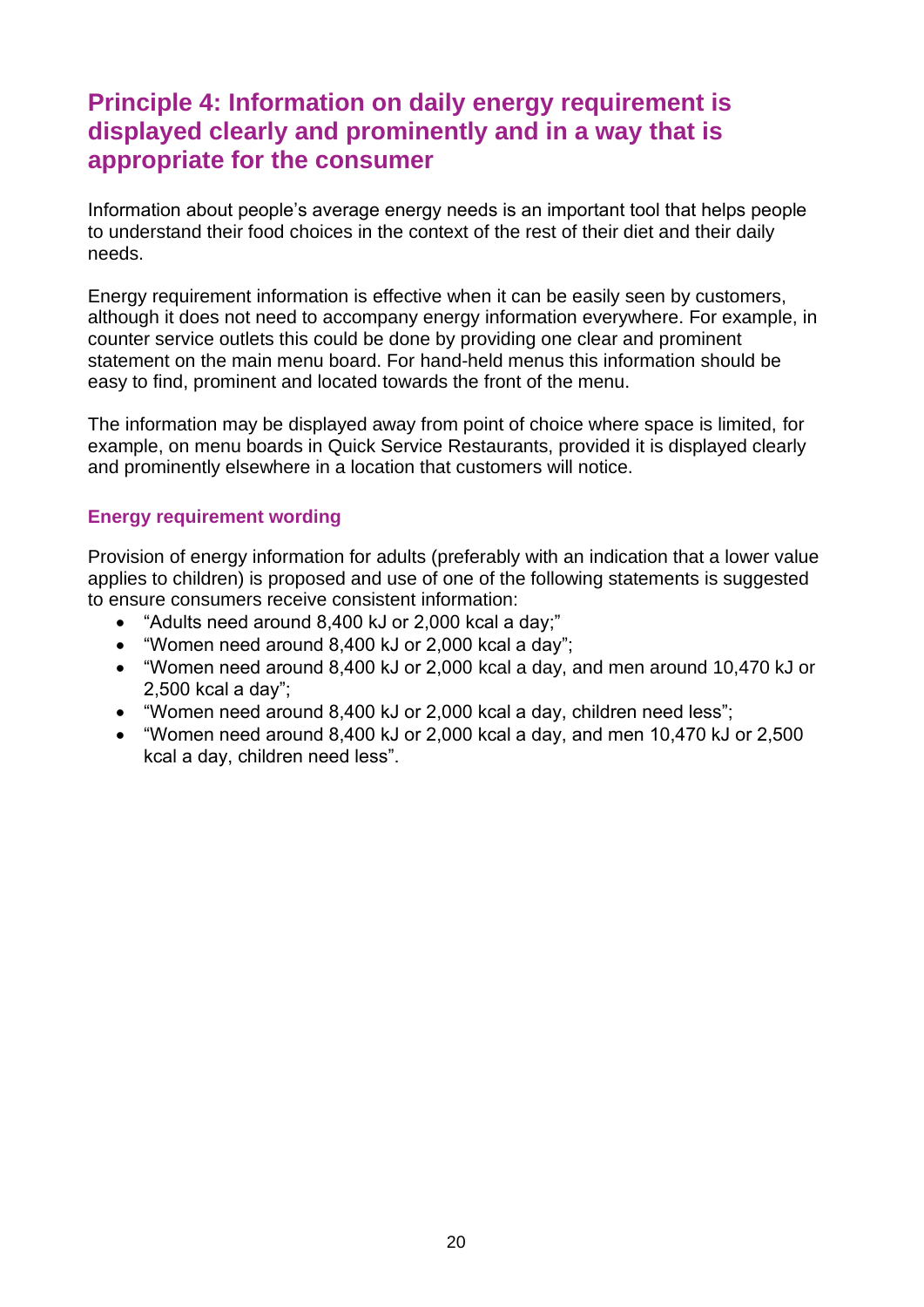## Principle 4: Information on daily energy requirement is displayed clearly and prominently and in a way that is appropriate for the consumer

Information about people's average energy needs is an important tool that helps people to understand their food choices in the context of the rest of their diet and their daily needs.

Energy requirement information is effective when it can be easily seen by customers, although it does not need to accompany energy information everywhere. For example, in counter service outlets this could be done by providing one clear and prominent statement on the main menu board. For hand-held menus this information should be easy to find, prominent and located towards the front of the menu.

The information may be displayed away from point of choice where space is limited, for example, on menu boards in Quick Service Restaurants, provided it is displayed clearly and prominently elsewhere in a location that customers will notice.

### Energy requirement wording

Provision of energy information for adults (preferably with an indication that a lower value applies to children) is proposed and use of one of the following statements is suggested to ensure consumers receive consistent information:

- "Adults need around 8,400 kJ or 2,000 kcal a day;"
- "Women need around 8,400 kJ or 2,000 kcal a day";
- "Women need around 8,400 kJ or 2,000 kcal a day, and men around 10,470 kJ or 2,500 kcal a day";
- "Women need around 8,400 kJ or 2,000 kcal a day, children need less";
- "Women need around 8,400 kJ or 2,000 kcal a day, and men 10,470 kJ or 2,500 kcal a day, children need less".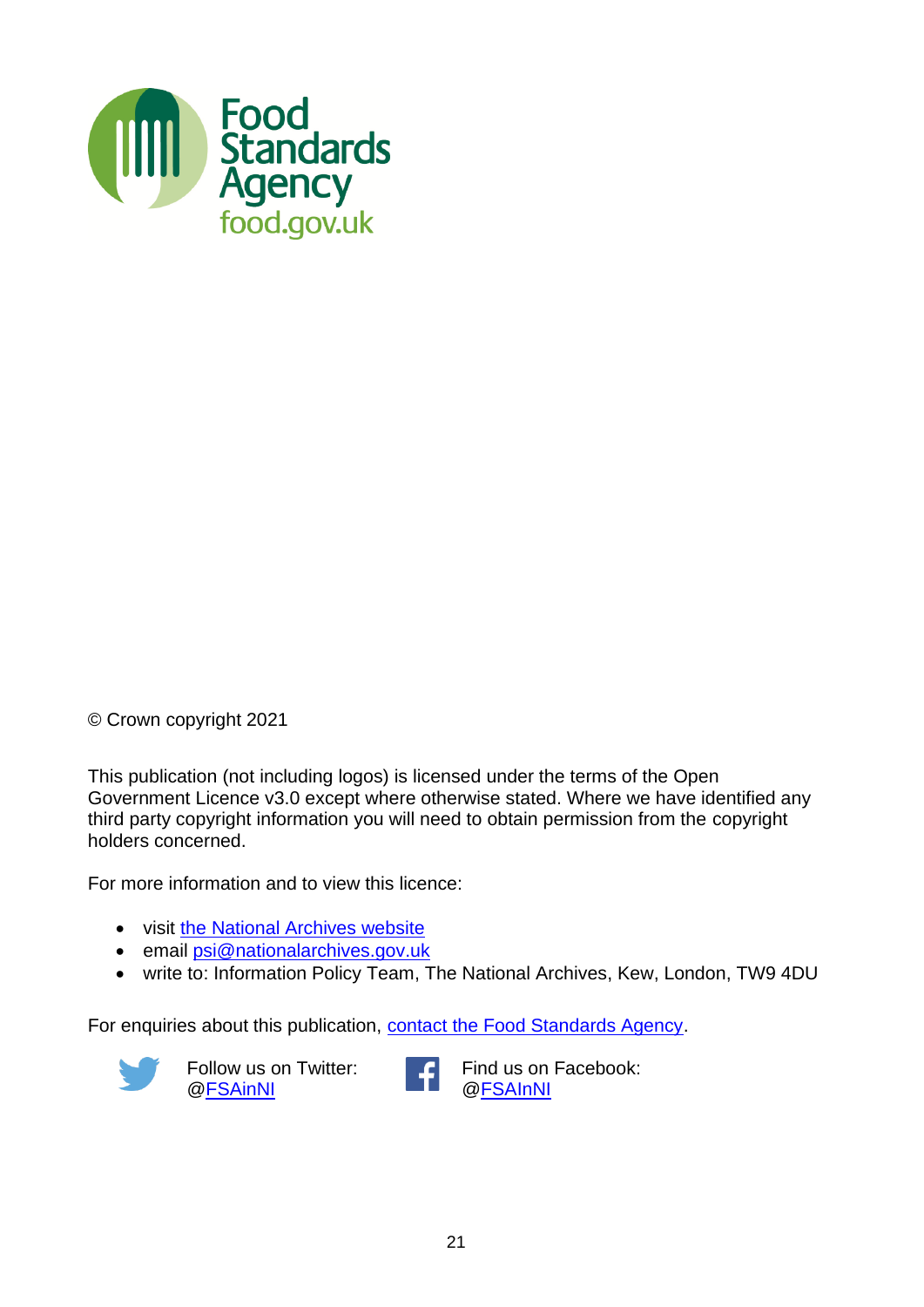Food Standards Agency
food.gov.uk

© Crown copyright 2021

This publication (not including logos) is licensed under the terms of the Open Government Licence v3.0 except where otherwise stated. Where we have identified any third party copyright information you will need to obtain permission from the copyright holders concerned.

For more information and to view this licence:

- visit the National Archives website
- email psi@nationalarchives.gov.uk
- write to: Information Policy Team, The National Archives, Kew, London, TW9 4DU

For enquiries about this publication, contact the Food Standards Agency.

Follow us on Twitter: @FSAinNI

Find us on Facebook: @FSAInNI